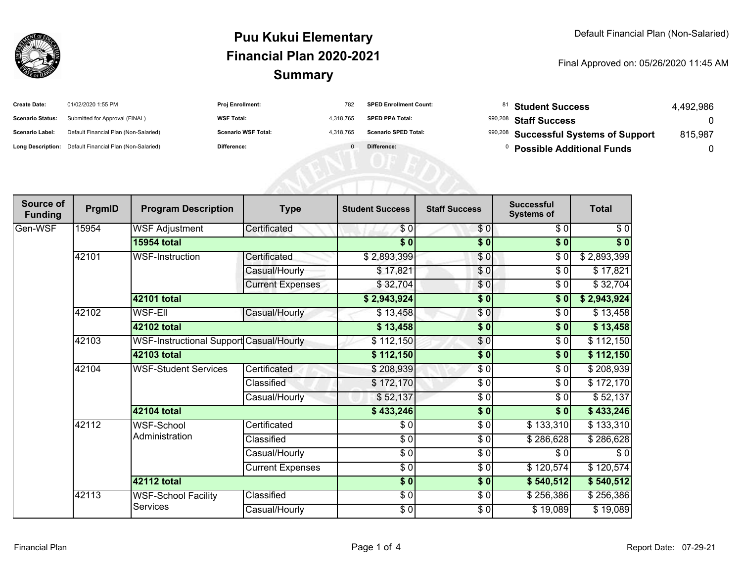# Puu Kukui Elementary
# Financial Plan 2020-2021
# Summary

Default Financial Plan (Non-Salaried)

Final Approved on: 05/26/2020 11:45 AM

| | | | | | | | |
|---|---|---|---|---|---|---|---|
| **Create Date:** | 01/02/2020 1:55 PM | **Proj Enrollment:** | 782 | **SPED Enrollment Count:** | 81 | **Student Success** | 4,492,986 |
| **Scenario Status:** | Submitted for Approval (FINAL) | **WSF Total:** | 4,318,765 | **SPED PPA Total:** | 990,208 | **Staff Success** | 0 |
| **Scenario Label:** | Default Financial Plan (Non-Salaried) | **Scenario WSF Total:** | 4,318,765 | **Scenario SPED Total:** | 990,208 | **Successful Systems of Support** | 815,987 |
| **Long Description:** | Default Financial Plan (Non-Salaried) | **Difference:** | 0 | **Difference:** | 0 | **Possible Additional Funds** | 0 |

| Source of Funding | PrgmID | Program Description | Type | Student Success | Staff Success | Successful Systems of | Total |
|---|---|---|---|---|---|---|---|
| Gen-WSF | 15954 | WSF Adjustment | Certificated | $ 0 | $ 0 | $ 0 | $ 0 |
| | | **15954 total** | | **$ 0** | **$ 0** | **$ 0** | **$ 0** |
| | 42101 | WSF-Instruction | Certificated | $ 2,893,399 | $ 0 | $ 0 | $ 2,893,399 |
| | | | Casual/Hourly | $ 17,821 | $ 0 | $ 0 | $ 17,821 |
| | | | Current Expenses | $ 32,704 | $ 0 | $ 0 | $ 32,704 |
| | | **42101 total** | | **$ 2,943,924** | **$ 0** | **$ 0** | **$ 2,943,924** |
| | 42102 | WSF-Ell | Casual/Hourly | $ 13,458 | $ 0 | $ 0 | $ 13,458 |
| | | **42102 total** | | **$ 13,458** | **$ 0** | **$ 0** | **$ 13,458** |
| | 42103 | WSF-Instructional Support | Casual/Hourly | $ 112,150 | $ 0 | $ 0 | $ 112,150 |
| | | **42103 total** | | **$ 112,150** | **$ 0** | **$ 0** | **$ 112,150** |
| | 42104 | WSF-Student Services | Certificated | $ 208,939 | $ 0 | $ 0 | $ 208,939 |
| | | | Classified | $ 172,170 | $ 0 | $ 0 | $ 172,170 |
| | | | Casual/Hourly | $ 52,137 | $ 0 | $ 0 | $ 52,137 |
| | | **42104 total** | | **$ 433,246** | **$ 0** | **$ 0** | **$ 433,246** |
| | 42112 | WSF-School Administration | Certificated | $ 0 | $ 0 | $ 133,310 | $ 133,310 |
| | | | Classified | $ 0 | $ 0 | $ 286,628 | $ 286,628 |
| | | | Casual/Hourly | $ 0 | $ 0 | $ 0 | $ 0 |
| | | | Current Expenses | $ 0 | $ 0 | $ 120,574 | $ 120,574 |
| | | **42112 total** | | **$ 0** | **$ 0** | **$ 540,512** | **$ 540,512** |
| | 42113 | WSF-School Facility Services | Classified | $ 0 | $ 0 | $ 256,386 | $ 256,386 |
| | | | Casual/Hourly | $ 0 | $ 0 | $ 19,089 | $ 19,089 |

Report Date: 07-29-21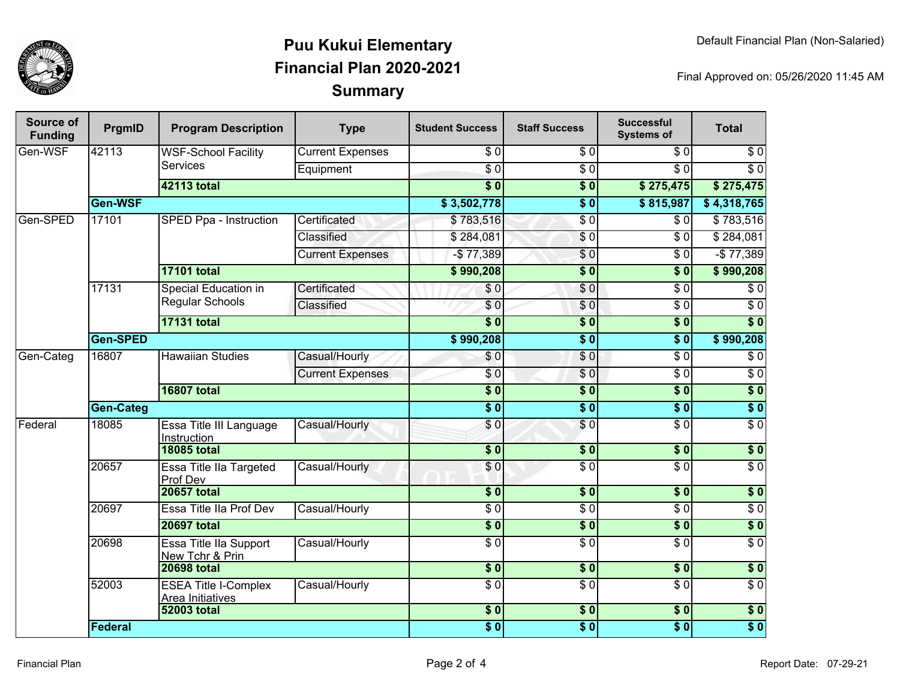# Puu Kukui Elementary
# Financial Plan 2020-2021
# Summary

Default Financial Plan (Non-Salaried)

Final Approved on: 05/26/2020 11:45 AM

| Source of Funding | PrgmID | Program Description | Type | Student Success | Staff Success | Successful Systems of | Total |
|---|---|---|---|---|---|---|---|
| Gen-WSF | 42113 | WSF-School Facility Services | Current Expenses | $ 0 | $ 0 | $ 0 | $ 0 |
| | | | Equipment | $ 0 | $ 0 | $ 0 | $ 0 |
| | | **42113 total** | | **$ 0** | **$ 0** | **$ 275,475** | **$ 275,475** |
| | **Gen-WSF** | | | **$ 3,502,778** | **$ 0** | **$ 815,987** | **$ 4,318,765** |
| Gen-SPED | 17101 | SPED Ppa - Instruction | Certificated | $ 783,516 | $ 0 | $ 0 | $ 783,516 |
| | | | Classified | $ 284,081 | $ 0 | $ 0 | $ 284,081 |
| | | | Current Expenses | -$ 77,389 | $ 0 | $ 0 | -$ 77,389 |
| | | **17101 total** | | **$ 990,208** | **$ 0** | **$ 0** | **$ 990,208** |
| | 17131 | Special Education in Regular Schools | Certificated | $ 0 | $ 0 | $ 0 | $ 0 |
| | | | Classified | $ 0 | $ 0 | $ 0 | $ 0 |
| | | **17131 total** | | **$ 0** | **$ 0** | **$ 0** | **$ 0** |
| | **Gen-SPED** | | | **$ 990,208** | **$ 0** | **$ 0** | **$ 990,208** |
| Gen-Categ | 16807 | Hawaiian Studies | Casual/Hourly | $ 0 | $ 0 | $ 0 | $ 0 |
| | | | Current Expenses | $ 0 | $ 0 | $ 0 | $ 0 |
| | | **16807 total** | | **$ 0** | **$ 0** | **$ 0** | **$ 0** |
| | **Gen-Categ** | | | **$ 0** | **$ 0** | **$ 0** | **$ 0** |
| Federal | 18085 | Essa Title III Language Instruction | Casual/Hourly | $ 0 | $ 0 | $ 0 | $ 0 |
| | | **18085 total** | | **$ 0** | **$ 0** | **$ 0** | **$ 0** |
| | 20657 | Essa Title IIa Targeted Prof Dev | Casual/Hourly | $ 0 | $ 0 | $ 0 | $ 0 |
| | | **20657 total** | | **$ 0** | **$ 0** | **$ 0** | **$ 0** |
| | 20697 | Essa Title IIa Prof Dev | Casual/Hourly | $ 0 | $ 0 | $ 0 | $ 0 |
| | | **20697 total** | | **$ 0** | **$ 0** | **$ 0** | **$ 0** |
| | 20698 | Essa Title IIa Support New Tchr & Prin | Casual/Hourly | $ 0 | $ 0 | $ 0 | $ 0 |
| | | **20698 total** | | **$ 0** | **$ 0** | **$ 0** | **$ 0** |
| | 52003 | ESEA Title I-Complex Area Initiatives | Casual/Hourly | $ 0 | $ 0 | $ 0 | $ 0 |
| | | **52003 total** | | **$ 0** | **$ 0** | **$ 0** | **$ 0** |
| | **Federal** | | | **$ 0** | **$ 0** | **$ 0** | **$ 0** |

Report Date: 07-29-21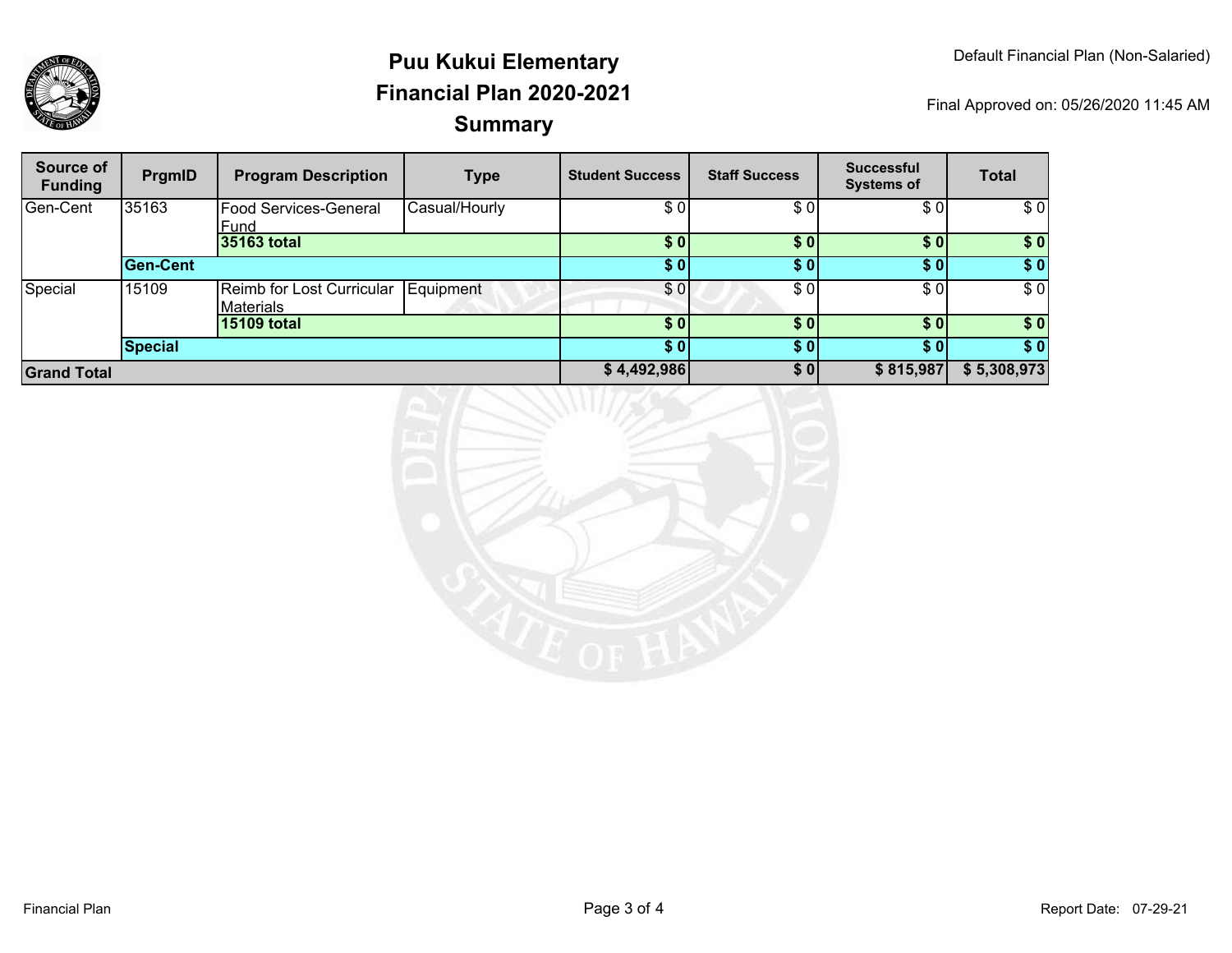# Puu Kukui Elementary
# Financial Plan 2020-2021
# Summary

Default Financial Plan (Non-Salaried)

Final Approved on: 05/26/2020 11:45 AM

| Source of Funding | PrgmID | Program Description | Type | Student Success | Staff Success | Successful Systems of | Total |
|---|---|---|---|---|---|---|---|
| Gen-Cent | 35163 | Food Services-General Fund | Casual/Hourly | $ 0 | $ 0 | $ 0 | $ 0 |
| | | **35163 total** | | **$ 0** | **$ 0** | **$ 0** | **$ 0** |
| | **Gen-Cent** | | | **$ 0** | **$ 0** | **$ 0** | **$ 0** |
| Special | 15109 | Reimb for Lost Curricular Materials | Equipment | $ 0 | $ 0 | $ 0 | $ 0 |
| | | **15109 total** | | **$ 0** | **$ 0** | **$ 0** | **$ 0** |
| | **Special** | | | **$ 0** | **$ 0** | **$ 0** | **$ 0** |
| **Grand Total** | | | | **$ 4,492,986** | **$ 0** | **$ 815,987** | **$ 5,308,973** |

Financial Plan

Report Date: 07-29-21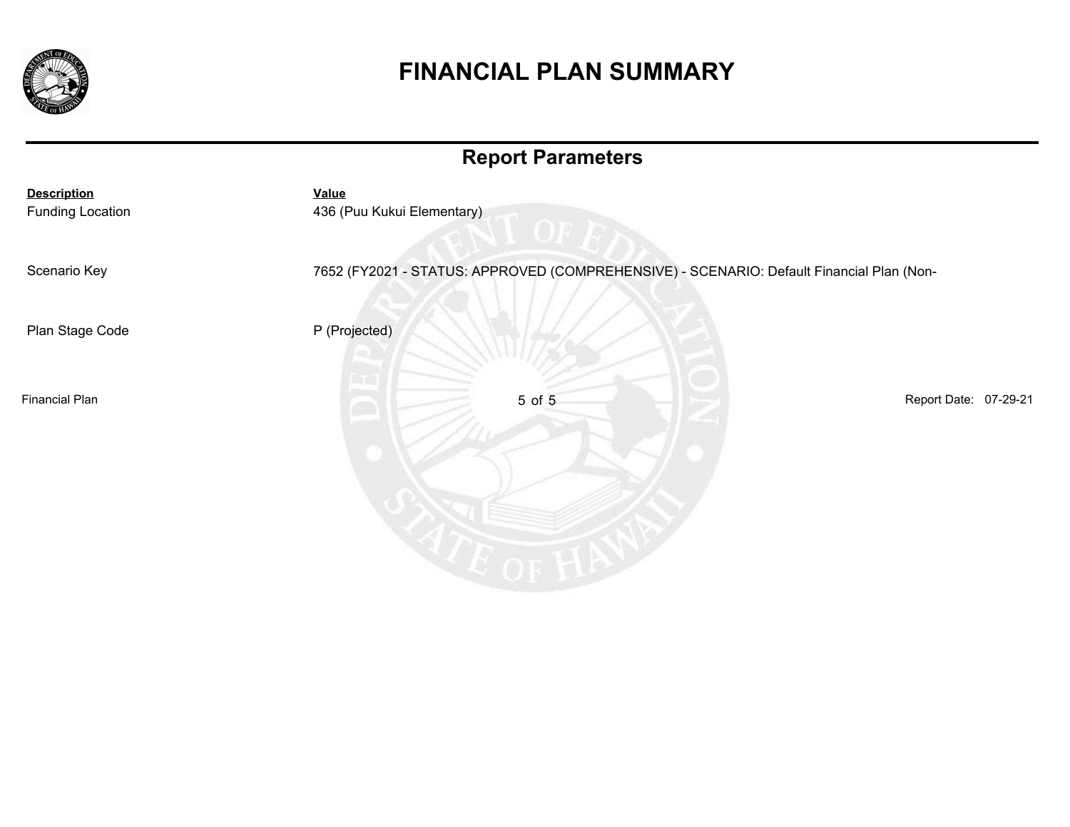# FINANCIAL PLAN SUMMARY

## Report Parameters

| Description | Value |
|---|---|
| Funding Location | 436 (Puu Kukui Elementary) |
| Scenario Key | 7652 (FY2021 - STATUS: APPROVED (COMPREHENSIVE) - SCENARIO: Default Financial Plan (Non- |
| Plan Stage Code | P (Projected) |

Financial Plan

Report Date: 07-29-21